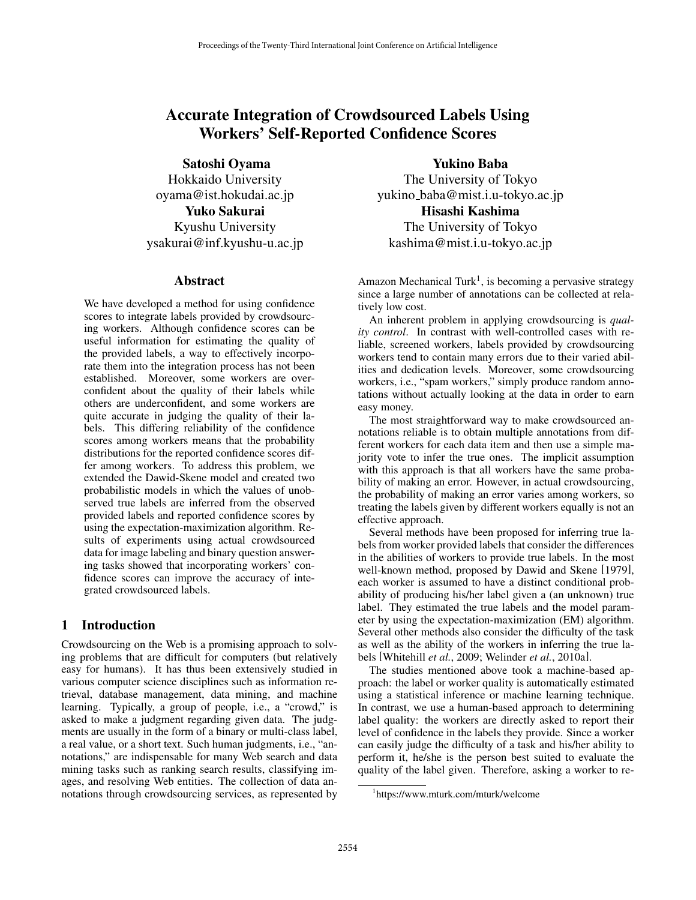# Accurate Integration of Crowdsourced Labels Using Workers' Self-Reported Confidence Scores

**Satoshi Oyama**
Hokkaido University
oyama@ist.hokudai.ac.jp

**Yukino Baba**
The University of Tokyo
yukino_baba@mist.i.u-tokyo.ac.jp

**Yuko Sakurai**
Kyushu University
ysakurai@inf.kyushu-u.ac.jp

**Hisashi Kashima**
The University of Tokyo
kashima@mist.i.u-tokyo.ac.jp

## Abstract

We have developed a method for using confidence scores to integrate labels provided by crowdsourcing workers. Although confidence scores can be useful information for estimating the quality of the provided labels, a way to effectively incorporate them into the integration process has not been established. Moreover, some workers are overconfident about the quality of their labels while others are underconfident, and some workers are quite accurate in judging the quality of their labels. This differing reliability of the confidence scores among workers means that the probability distributions for the reported confidence scores differ among workers. To address this problem, we extended the Dawid-Skene model and created two probabilistic models in which the values of unobserved true labels are inferred from the observed provided labels and reported confidence scores by using the expectation-maximization algorithm. Results of experiments using actual crowdsourced data for image labeling and binary question answering tasks showed that incorporating workers' confidence scores can improve the accuracy of integrated crowdsourced labels.

## 1 Introduction

Crowdsourcing on the Web is a promising approach to solving problems that are difficult for computers (but relatively easy for humans). It has thus been extensively studied in various computer science disciplines such as information retrieval, database management, data mining, and machine learning. Typically, a group of people, i.e., a "crowd," is asked to make a judgment regarding given data. The judgments are usually in the form of a binary or multi-class label, a real value, or a short text. Such human judgments, i.e., "annotations," are indispensable for many Web search and data mining tasks such as ranking search results, classifying images, and resolving Web entities. The collection of data annotations through crowdsourcing services, as represented by Amazon Mechanical Turk[1], is becoming a pervasive strategy since a large number of annotations can be collected at relatively low cost.

An inherent problem in applying crowdsourcing is *quality control*. In contrast with well-controlled cases with reliable, screened workers, labels provided by crowdsourcing workers tend to contain many errors due to their varied abilities and dedication levels. Moreover, some crowdsourcing workers, i.e., "spam workers," simply produce random annotations without actually looking at the data in order to earn easy money.

The most straightforward way to make crowdsourced annotations reliable is to obtain multiple annotations from different workers for each data item and then use a simple majority vote to infer the true ones. The implicit assumption with this approach is that all workers have the same probability of making an error. However, in actual crowdsourcing, the probability of making an error varies among workers, so treating the labels given by different workers equally is not an effective approach.

Several methods have been proposed for inferring true labels from worker provided labels that consider the differences in the abilities of workers to provide true labels. In the most well-known method, proposed by Dawid and Skene [1979], each worker is assumed to have a distinct conditional probability of producing his/her label given a (an unknown) true label. They estimated the true labels and the model parameter by using the expectation-maximization (EM) algorithm. Several other methods also consider the difficulty of the task as well as the ability of the workers in inferring the true labels [Whitehill *et al.*, 2009; Welinder *et al.*, 2010a].

The studies mentioned above took a machine-based approach: the label or worker quality is automatically estimated using a statistical inference or machine learning technique. In contrast, we use a human-based approach to determining label quality: the workers are directly asked to report their level of confidence in the labels they provide. Since a worker can easily judge the difficulty of a task and his/her ability to perform it, he/she is the person best suited to evaluate the quality of the label given. Therefore, asking a worker to re-

[1] https://www.mturk.com/mturk/welcome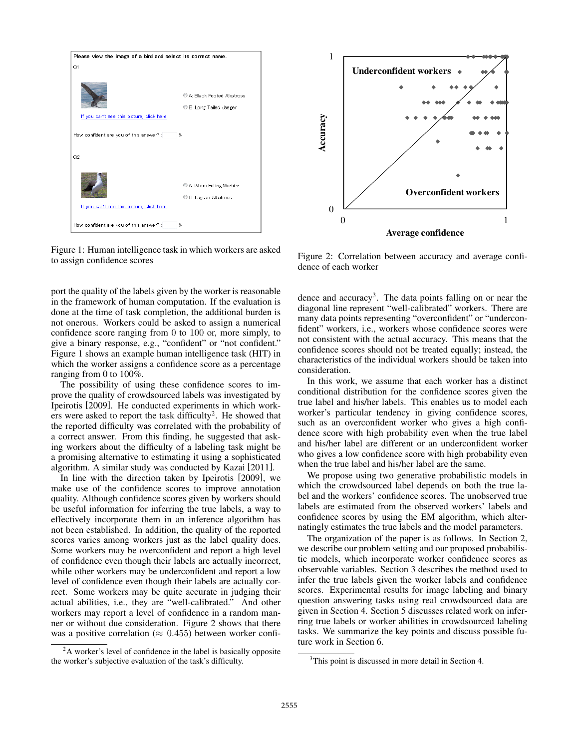Figure 1: Human intelligence task in which workers are asked to assign confidence scores

Figure 2: Correlation between accuracy and average confidence of each worker

port the quality of the labels given by the worker is reasonable in the framework of human computation. If the evaluation is done at the time of task completion, the additional burden is not onerous. Workers could be asked to assign a numerical confidence score ranging from 0 to 100 or, more simply, to give a binary response, e.g., "confident" or "not confident." Figure 1 shows an example human intelligence task (HIT) in which the worker assigns a confidence score as a percentage ranging from 0 to 100%.

The possibility of using these confidence scores to improve the quality of crowdsourced labels was investigated by Ipeirotis [2009]. He conducted experiments in which workers were asked to report the task difficulty[2]. He showed that the reported difficulty was correlated with the probability of a correct answer. From this finding, he suggested that asking workers about the difficulty of a labeling task might be a promising alternative to estimating it using a sophisticated algorithm. A similar study was conducted by Kazai [2011].

In line with the direction taken by Ipeirotis [2009], we make use of the confidence scores to improve annotation quality. Although confidence scores given by workers should be useful information for inferring the true labels, a way to effectively incorporate them in an inference algorithm has not been established. In addition, the quality of the reported scores varies among workers just as the label quality does. Some workers may be overconfident and report a high level of confidence even though their labels are actually incorrect, while other workers may be underconfident and report a low level of confidence even though their labels are actually correct. Some workers may be quite accurate in judging their actual abilities, i.e., they are "well-calibrated." And other workers may report a level of confidence in a random manner or without due consideration. Figure 2 shows that there was a positive correlation ($\approx 0.455$) between worker confidence and accuracy[3]. The data points falling on or near the diagonal line represent "well-calibrated" workers. There are many data points representing "overconfident" or "underconfident" workers, i.e., workers whose confidence scores were not consistent with the actual accuracy. This means that the confidence scores should not be treated equally; instead, the characteristics of the individual workers should be taken into consideration.

In this work, we assume that each worker has a distinct conditional distribution for the confidence scores given the true label and his/her labels. This enables us to model each worker's particular tendency in giving confidence scores, such as an overconfident worker who gives a high confidence score with high probability even when the true label and his/her label are different or an underconfident worker who gives a low confidence score with high probability even when the true label and his/her label are the same.

We propose using two generative probabilistic models in which the crowdsourced label depends on both the true label and the workers' confidence scores. The unobserved true labels are estimated from the observed workers' labels and confidence scores by using the EM algorithm, which alternatingly estimates the true labels and the model parameters.

The organization of the paper is as follows. In Section 2, we describe our problem setting and our proposed probabilistic models, which incorporate worker confidence scores as observable variables. Section 3 describes the method used to infer the true labels given the worker labels and confidence scores. Experimental results for image labeling and binary question answering tasks using real crowdsourced data are given in Section 4. Section 5 discusses related work on inferring true labels or worker abilities in crowdsourced labeling tasks. We summarize the key points and discuss possible future work in Section 6.

[2] A worker's level of confidence in the label is basically opposite the worker's subjective evaluation of the task's difficulty.

[3] This point is discussed in more detail in Section 4.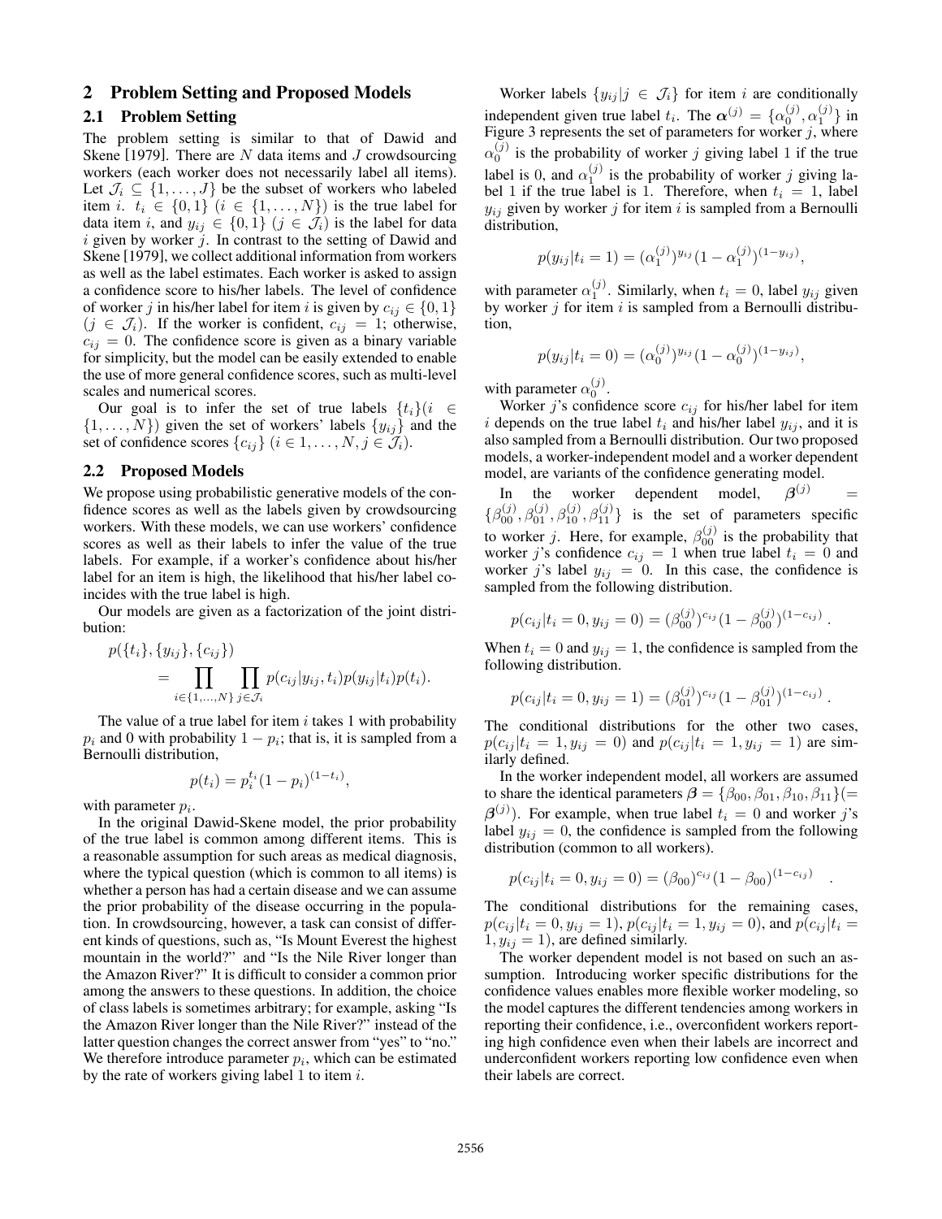## 2 Problem Setting and Proposed Models

### 2.1 Problem Setting

The problem setting is similar to that of Dawid and Skene [1979]. There are $N$ data items and $J$ crowdsourcing workers (each worker does not necessarily label all items). Let $\mathcal{J}_i \subseteq \{1, \ldots, J\}$ be the subset of workers who labeled item $i$. $t_i \in \{0, 1\}$ ($i \in \{1, \ldots, N\}$) is the true label for data item $i$, and $y_{ij} \in \{0, 1\}$ ($j \in \mathcal{J}_i$) is the label for data $i$ given by worker $j$. In contrast to the setting of Dawid and Skene [1979], we collect additional information from workers as well as the label estimates. Each worker is asked to assign a confidence score to his/her labels. The level of confidence of worker $j$ in his/her label for item $i$ is given by $c_{ij} \in \{0, 1\}$ ($j \in \mathcal{J}_i$). If the worker is confident, $c_{ij} = 1$; otherwise, $c_{ij} = 0$. The confidence score is given as a binary variable for simplicity, but the model can be easily extended to enable the use of more general confidence scores, such as multi-level scales and numerical scores.

Our goal is to infer the set of true labels $\{t_i\}$($i \in \{1, \ldots, N\}$) given the set of workers' labels $\{y_{ij}\}$ and the set of confidence scores $\{c_{ij}\}$ ($i \in 1, \ldots, N, j \in \mathcal{J}_i$).

### 2.2 Proposed Models

We propose using probabilistic generative models of the confidence scores as well as the labels given by crowdsourcing workers. With these models, we can use workers' confidence scores as well as their labels to infer the value of the true labels. For example, if a worker's confidence about his/her label for an item is high, the likelihood that his/her label coincides with the true label is high.

Our models are given as a factorization of the joint distribution:

$$
\begin{aligned}
p(\{t_i\}, \{y_{ij}\}, \{c_{ij}\}) \\
= \prod_{i \in \{1,\ldots,N\}} \prod_{j \in \mathcal{J}_i} p(c_{ij}|y_{ij}, t_i) p(y_{ij}|t_i) p(t_i).
\end{aligned}
$$

The value of a true label for item $i$ takes 1 with probability $p_i$ and 0 with probability $1 - p_i$; that is, it is sampled from a Bernoulli distribution,

$$
p(t_i) = p_i^{t_i}(1 - p_i)^{(1-t_i)},
$$

with parameter $p_i$.

In the original Dawid-Skene model, the prior probability of the true label is common among different items. This is a reasonable assumption for such areas as medical diagnosis, where the typical question (which is common to all items) is whether a person has had a certain disease and we can assume the prior probability of the disease occurring in the population. In crowdsourcing, however, a task can consist of different kinds of questions, such as, "Is Mount Everest the highest mountain in the world?" and "Is the Nile River longer than the Amazon River?" It is difficult to consider a common prior among the answers to these questions. In addition, the choice of class labels is sometimes arbitrary; for example, asking "Is the Amazon River longer than the Nile River?" instead of the latter question changes the correct answer from "yes" to "no." We therefore introduce parameter $p_i$, which can be estimated by the rate of workers giving label 1 to item $i$.

Worker labels $\{y_{ij}|j \in \mathcal{J}_i\}$ for item $i$ are conditionally independent given true label $t_i$. The $\boldsymbol{\alpha}^{(j)} = \{\alpha_0^{(j)}, \alpha_1^{(j)}\}$ in Figure 3 represents the set of parameters for worker $j$, where $\alpha_0^{(j)}$ is the probability of worker $j$ giving label 1 if the true label is 0, and $\alpha_1^{(j)}$ is the probability of worker $j$ giving label 1 if the true label is 1. Therefore, when $t_i = 1$, label $y_{ij}$ given by worker $j$ for item $i$ is sampled from a Bernoulli distribution,

$$
p(y_{ij}|t_i = 1) = (\alpha_1^{(j)})^{y_{ij}}(1 - \alpha_1^{(j)})^{(1-y_{ij})},
$$

with parameter $\alpha_1^{(j)}$. Similarly, when $t_i = 0$, label $y_{ij}$ given by worker $j$ for item $i$ is sampled from a Bernoulli distribution,

$$
p(y_{ij}|t_i = 0) = (\alpha_0^{(j)})^{y_{ij}}(1 - \alpha_0^{(j)})^{(1-y_{ij})},
$$

with parameter $\alpha_0^{(j)}$.

Worker $j$'s confidence score $c_{ij}$ for his/her label for item $i$ depends on the true label $t_i$ and his/her label $y_{ij}$, and it is also sampled from a Bernoulli distribution. Our two proposed models, a worker-independent model and a worker dependent model, are variants of the confidence generating model.

In the worker dependent model, $\boldsymbol{\beta}^{(j)} = \{\beta_{00}^{(j)}, \beta_{01}^{(j)}, \beta_{10}^{(j)}, \beta_{11}^{(j)}\}$ is the set of parameters specific to worker $j$. Here, for example, $\beta_{00}^{(j)}$ is the probability that worker $j$'s confidence $c_{ij} = 1$ when true label $t_i = 0$ and worker $j$'s label $y_{ij} = 0$. In this case, the confidence is sampled from the following distribution.

$$
p(c_{ij}|t_i = 0, y_{ij} = 0) = (\beta_{00}^{(j)})^{c_{ij}}(1 - \beta_{00}^{(j)})^{(1-c_{ij})} .
$$

When $t_i = 0$ and $y_{ij} = 1$, the confidence is sampled from the following distribution.

$$
p(c_{ij}|t_i = 0, y_{ij} = 1) = (\beta_{01}^{(j)})^{c_{ij}}(1 - \beta_{01}^{(j)})^{(1-c_{ij})} .
$$

The conditional distributions for the other two cases, $p(c_{ij}|t_i = 1, y_{ij} = 0)$ and $p(c_{ij}|t_i = 1, y_{ij} = 1)$ are similarly defined.

In the worker independent model, all workers are assumed to share the identical parameters $\boldsymbol{\beta} = \{\beta_{00}, \beta_{01}, \beta_{10}, \beta_{11}\}(= \boldsymbol{\beta}^{(j)})$. For example, when true label $t_i = 0$ and worker $j$'s label $y_{ij} = 0$, the confidence is sampled from the following distribution (common to all workers).

$$
p(c_{ij}|t_i = 0, y_{ij} = 0) = (\beta_{00})^{c_{ij}}(1 - \beta_{00})^{(1-c_{ij})} \quad .
$$

The conditional distributions for the remaining cases, $p(c_{ij}|t_i = 0, y_{ij} = 1)$, $p(c_{ij}|t_i = 1, y_{ij} = 0)$, and $p(c_{ij}|t_i = 1, y_{ij} = 1)$, are defined similarly.

The worker dependent model is not based on such an assumption. Introducing worker specific distributions for the confidence values enables more flexible worker modeling, so the model captures the different tendencies among workers in reporting their confidence, i.e., overconfident workers reporting high confidence even when their labels are incorrect and underconfident workers reporting low confidence even when their labels are correct.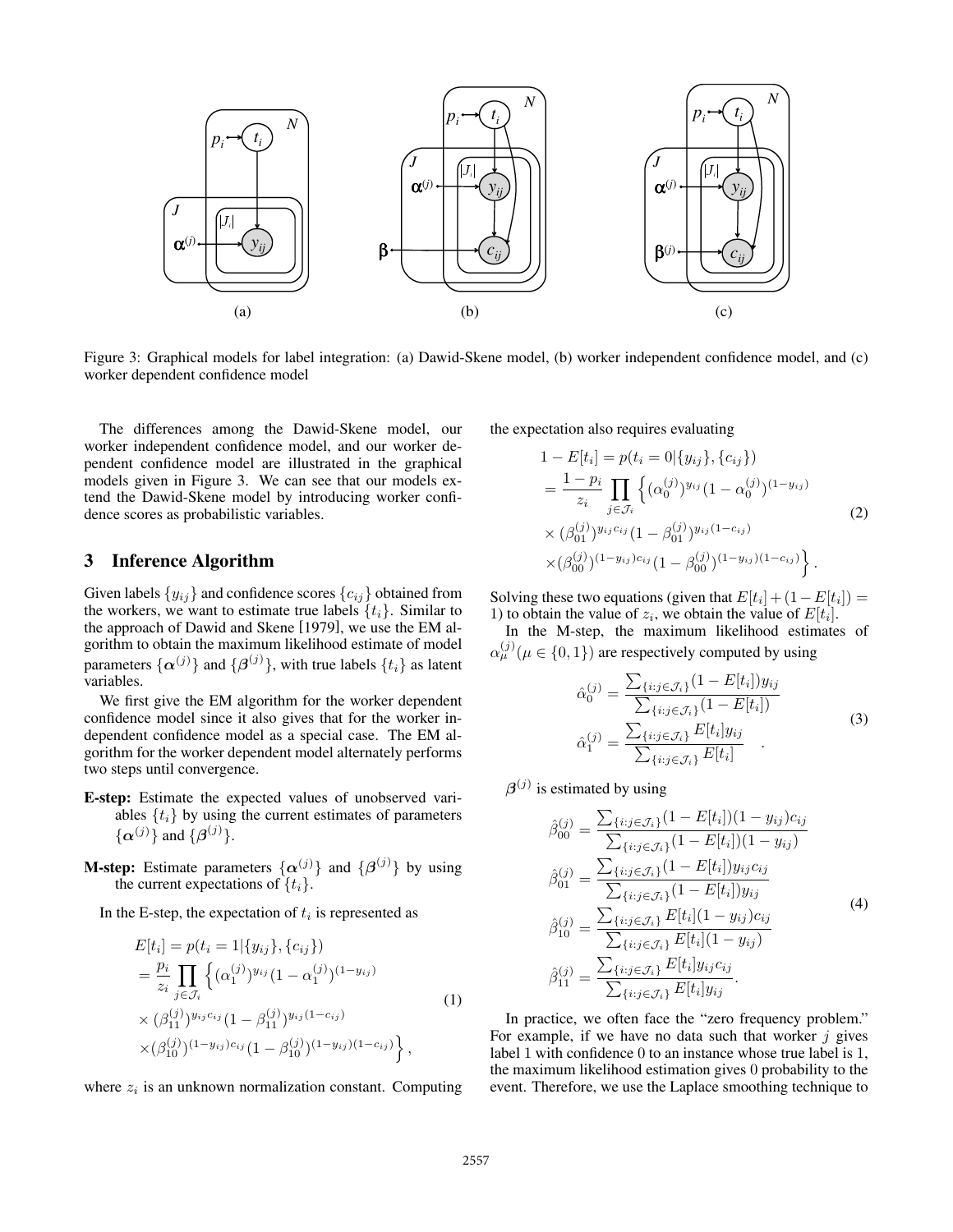Figure 3: Graphical models for label integration: (a) Dawid-Skene model, (b) worker independent confidence model, and (c) worker dependent confidence model

The differences among the Dawid-Skene model, our worker independent confidence model, and our worker dependent confidence model are illustrated in the graphical models given in Figure 3. We can see that our models extend the Dawid-Skene model by introducing worker confidence scores as probabilistic variables.

## 3 Inference Algorithm

Given labels $\{y_{ij}\}$ and confidence scores $\{c_{ij}\}$ obtained from the workers, we want to estimate true labels $\{t_i\}$. Similar to the approach of Dawid and Skene [1979], we use the EM algorithm to obtain the maximum likelihood estimate of model parameters $\{\boldsymbol{\alpha}^{(j)}\}$ and $\{\boldsymbol{\beta}^{(j)}\}$, with true labels $\{t_i\}$ as latent variables.

We first give the EM algorithm for the worker dependent confidence model since it also gives that for the worker independent confidence model as a special case. The EM algorithm for the worker dependent model alternately performs two steps until convergence.

**E-step:** Estimate the expected values of unobserved variables $\{t_i\}$ by using the current estimates of parameters $\{\boldsymbol{\alpha}^{(j)}\}$ and $\{\boldsymbol{\beta}^{(j)}\}$.

**M-step:** Estimate parameters $\{\boldsymbol{\alpha}^{(j)}\}$ and $\{\boldsymbol{\beta}^{(j)}\}$ by using the current expectations of $\{t_i\}$.

In the E-step, the expectation of $t_i$ is represented as

$$
\begin{aligned}
E[t_i] &= p(t_i = 1 | \{y_{ij}\}, \{c_{ij}\}) \\
&= \frac{p_i}{z_i} \prod_{j \in \mathcal{J}_i} \Big\{ (\alpha_1^{(j)})^{y_{ij}} (1 - \alpha_1^{(j)})^{(1-y_{ij})} \\
&\times (\beta_{11}^{(j)})^{y_{ij} c_{ij}} (1 - \beta_{11}^{(j)})^{y_{ij}(1-c_{ij})} \\
&\times (\beta_{10}^{(j)})^{(1-y_{ij}) c_{ij}} (1 - \beta_{10}^{(j)})^{(1-y_{ij})(1-c_{ij})} \Big\},
\end{aligned}
\tag{1}
$$

where $z_i$ is an unknown normalization constant. Computing the expectation also requires evaluating

$$
\begin{aligned}
1 - E[t_i] &= p(t_i = 0 | \{y_{ij}\}, \{c_{ij}\}) \\
&= \frac{1 - p_i}{z_i} \prod_{j \in \mathcal{J}_i} \Big\{ (\alpha_0^{(j)})^{y_{ij}} (1 - \alpha_0^{(j)})^{(1-y_{ij})} \\
&\times (\beta_{01}^{(j)})^{y_{ij} c_{ij}} (1 - \beta_{01}^{(j)})^{y_{ij}(1-c_{ij})} \\
&\times (\beta_{00}^{(j)})^{(1-y_{ij}) c_{ij}} (1 - \beta_{00}^{(j)})^{(1-y_{ij})(1-c_{ij})} \Big\}.
\end{aligned}
\tag{2}
$$

Solving these two equations (given that $E[t_i] + (1 - E[t_i]) = 1$) to obtain the value of $z_i$, we obtain the value of $E[t_i]$.

In the M-step, the maximum likelihood estimates of $\alpha_\mu^{(j)} (\mu \in \{0, 1\})$ are respectively computed by using

$$
\begin{aligned}
\hat{\alpha}_0^{(j)} &= \frac{\sum_{\{i : j \in \mathcal{J}_i\}} (1 - E[t_i]) y_{ij}}{\sum_{\{i : j \in \mathcal{J}_i\}} (1 - E[t_i])} \\
\hat{\alpha}_1^{(j)} &= \frac{\sum_{\{i : j \in \mathcal{J}_i\}} E[t_i] y_{ij}}{\sum_{\{i : j \in \mathcal{J}_i\}} E[t_i]}
\end{aligned}
\quad .
\tag{3}
$$

$\boldsymbol{\beta}^{(j)}$ is estimated by using

$$
\begin{aligned}
\hat{\beta}_{00}^{(j)} &= \frac{\sum_{\{i : j \in \mathcal{J}_i\}} (1 - E[t_i])(1 - y_{ij}) c_{ij}}{\sum_{\{i : j \in \mathcal{J}_i\}} (1 - E[t_i])(1 - y_{ij})} \\
\hat{\beta}_{01}^{(j)} &= \frac{\sum_{\{i : j \in \mathcal{J}_i\}} (1 - E[t_i]) y_{ij} c_{ij}}{\sum_{\{i : j \in \mathcal{J}_i\}} (1 - E[t_i]) y_{ij}} \\
\hat{\beta}_{10}^{(j)} &= \frac{\sum_{\{i : j \in \mathcal{J}_i\}} E[t_i](1 - y_{ij}) c_{ij}}{\sum_{\{i : j \in \mathcal{J}_i\}} E[t_i](1 - y_{ij})} \\
\hat{\beta}_{11}^{(j)} &= \frac{\sum_{\{i : j \in \mathcal{J}_i\}} E[t_i] y_{ij} c_{ij}}{\sum_{\{i : j \in \mathcal{J}_i\}} E[t_i] y_{ij}}.
\end{aligned}
\tag{4}
$$

In practice, we often face the "zero frequency problem." For example, if we have no data such that worker $j$ gives label 1 with confidence 0 to an instance whose true label is 1, the maximum likelihood estimation gives 0 probability to the event. Therefore, we use the Laplace smoothing technique to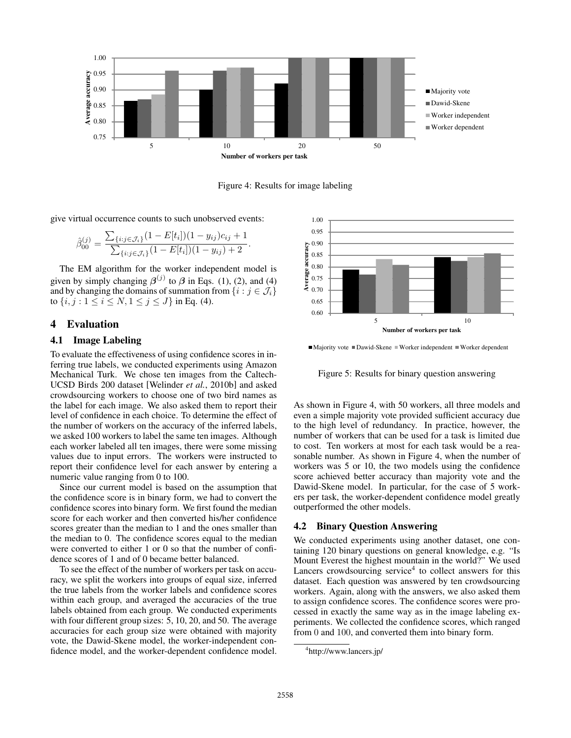Figure 4: Results for image labeling

give virtual occurrence counts to such unobserved events:

$$\hat{\beta}_{00}^{(j)} = \frac{\sum_{\{i:j \in \mathcal{J}_i\}}(1 - E[t_i])(1 - y_{ij})c_{ij} + 1}{\sum_{\{i:j \in \mathcal{J}_i\}}(1 - E[t_i])(1 - y_{ij}) + 2}.$$

The EM algorithm for the worker independent model is given by simply changing $\boldsymbol{\beta}^{(j)}$ to $\boldsymbol{\beta}$ in Eqs. (1), (2), and (4) and by changing the domains of summation from $\{i : j \in \mathcal{J}_i\}$ to $\{i, j : 1 \leq i \leq N, 1 \leq j \leq J\}$ in Eq. (4).

## 4 Evaluation

### 4.1 Image Labeling

To evaluate the effectiveness of using confidence scores in inferring true labels, we conducted experiments using Amazon Mechanical Turk. We chose ten images from the Caltech-UCSD Birds 200 dataset [Welinder *et al.*, 2010b] and asked crowdsourcing workers to choose one of two bird names as the label for each image. We also asked them to report their level of confidence in each choice. To determine the effect of the number of workers on the accuracy of the inferred labels, we asked 100 workers to label the same ten images. Although each worker labeled all ten images, there were some missing values due to input errors. The workers were instructed to report their confidence level for each answer by entering a numeric value ranging from 0 to 100.

Since our current model is based on the assumption that the confidence score is in binary form, we had to convert the confidence scores into binary form. We first found the median score for each worker and then converted his/her confidence scores greater than the median to 1 and the ones smaller than the median to 0. The confidence scores equal to the median were converted to either 1 or 0 so that the number of confidence scores of 1 and of 0 became better balanced.

To see the effect of the number of workers per task on accuracy, we split the workers into groups of equal size, inferred the true labels from the worker labels and confidence scores within each group, and averaged the accuracies of the true labels obtained from each group. We conducted experiments with four different group sizes: 5, 10, 20, and 50. The average accuracies for each group size were obtained with majority vote, the Dawid-Skene model, the worker-independent confidence model, and the worker-dependent confidence model.

Figure 5: Results for binary question answering

As shown in Figure 4, with 50 workers, all three models and even a simple majority vote provided sufficient accuracy due to the high level of redundancy. In practice, however, the number of workers that can be used for a task is limited due to cost. Ten workers at most for each task would be a reasonable number. As shown in Figure 4, when the number of workers was 5 or 10, the two models using the confidence score achieved better accuracy than majority vote and the Dawid-Skene model. In particular, for the case of 5 workers per task, the worker-dependent confidence model greatly outperformed the other models.

### 4.2 Binary Question Answering

We conducted experiments using another dataset, one containing 120 binary questions on general knowledge, e.g. "Is Mount Everest the highest mountain in the world?" We used Lancers crowdsourcing service[4] to collect answers for this dataset. Each question was answered by ten crowdsourcing workers. Again, along with the answers, we also asked them to assign confidence scores. The confidence scores were processed in exactly the same way as in the image labeling experiments. We collected the confidence scores, which ranged from 0 and 100, and converted them into binary form.

[4]http://www.lancers.jp/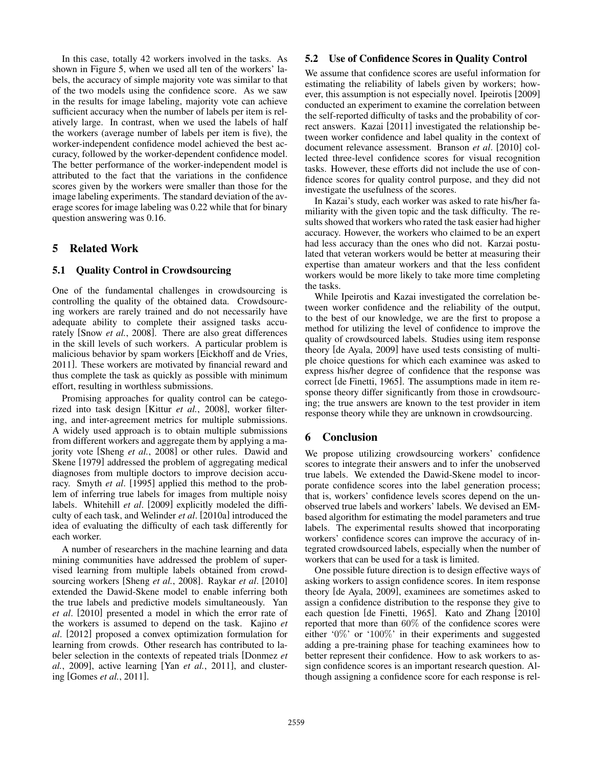In this case, totally 42 workers involved in the tasks. As shown in Figure 5, when we used all ten of the workers' labels, the accuracy of simple majority vote was similar to that of the two models using the confidence score. As we saw in the results for image labeling, majority vote can achieve sufficient accuracy when the number of labels per item is relatively large. In contrast, when we used the labels of half the workers (average number of labels per item is five), the worker-independent confidence model achieved the best accuracy, followed by the worker-dependent confidence model. The better performance of the worker-independent model is attributed to the fact that the variations in the confidence scores given by the workers were smaller than those for the image labeling experiments. The standard deviation of the average scores for image labeling was 0.22 while that for binary question answering was 0.16.

## 5 Related Work

### 5.1 Quality Control in Crowdsourcing

One of the fundamental challenges in crowdsourcing is controlling the quality of the obtained data. Crowdsourcing workers are rarely trained and do not necessarily have adequate ability to complete their assigned tasks accurately [Snow *et al.*, 2008]. There are also great differences in the skill levels of such workers. A particular problem is malicious behavior by spam workers [Eickhoff and de Vries, 2011]. These workers are motivated by financial reward and thus complete the task as quickly as possible with minimum effort, resulting in worthless submissions.

Promising approaches for quality control can be categorized into task design [Kittur *et al.*, 2008], worker filtering, and inter-agreement metrics for multiple submissions. A widely used approach is to obtain multiple submissions from different workers and aggregate them by applying a majority vote [Sheng *et al.*, 2008] or other rules. Dawid and Skene [1979] addressed the problem of aggregating medical diagnoses from multiple doctors to improve decision accuracy. Smyth *et al*. [1995] applied this method to the problem of inferring true labels for images from multiple noisy labels. Whitehill *et al*. [2009] explicitly modeled the difficulty of each task, and Welinder *et al*. [2010a] introduced the idea of evaluating the difficulty of each task differently for each worker.

A number of researchers in the machine learning and data mining communities have addressed the problem of supervised learning from multiple labels obtained from crowdsourcing workers [Sheng *et al.*, 2008]. Raykar *et al*. [2010] extended the Dawid-Skene model to enable inferring both the true labels and predictive models simultaneously. Yan *et al*. [2010] presented a model in which the error rate of the workers is assumed to depend on the task. Kajino *et al*. [2012] proposed a convex optimization formulation for learning from crowds. Other research has contributed to labeler selection in the contexts of repeated trials [Donmez *et al.*, 2009], active learning [Yan *et al.*, 2011], and clustering [Gomes *et al.*, 2011].

### 5.2 Use of Confidence Scores in Quality Control

We assume that confidence scores are useful information for estimating the reliability of labels given by workers; however, this assumption is not especially novel. Ipeirotis [2009] conducted an experiment to examine the correlation between the self-reported difficulty of tasks and the probability of correct answers. Kazai [2011] investigated the relationship between worker confidence and label quality in the context of document relevance assessment. Branson *et al*. [2010] collected three-level confidence scores for visual recognition tasks. However, these efforts did not include the use of confidence scores for quality control purpose, and they did not investigate the usefulness of the scores.

In Kazai's study, each worker was asked to rate his/her familiarity with the given topic and the task difficulty. The results showed that workers who rated the task easier had higher accuracy. However, the workers who claimed to be an expert had less accuracy than the ones who did not. Karzai postulated that veteran workers would be better at measuring their expertise than amateur workers and that the less confident workers would be more likely to take more time completing the tasks.

While Ipeirotis and Kazai investigated the correlation between worker confidence and the reliability of the output, to the best of our knowledge, we are the first to propose a method for utilizing the level of confidence to improve the quality of crowdsourced labels. Studies using item response theory [de Ayala, 2009] have used tests consisting of multiple choice questions for which each examinee was asked to express his/her degree of confidence that the response was correct [de Finetti, 1965]. The assumptions made in item response theory differ significantly from those in crowdsourcing; the true answers are known to the test provider in item response theory while they are unknown in crowdsourcing.

## 6 Conclusion

We propose utilizing crowdsourcing workers' confidence scores to integrate their answers and to infer the unobserved true labels. We extended the Dawid-Skene model to incorporate confidence scores into the label generation process; that is, workers' confidence levels scores depend on the unobserved true labels and workers' labels. We devised an EM-based algorithm for estimating the model parameters and true labels. The experimental results showed that incorporating workers' confidence scores can improve the accuracy of integrated crowdsourced labels, especially when the number of workers that can be used for a task is limited.

One possible future direction is to design effective ways of asking workers to assign confidence scores. In item response theory [de Ayala, 2009], examinees are sometimes asked to assign a confidence distribution to the response they give to each question [de Finetti, 1965]. Kato and Zhang [2010] reported that more than 60% of the confidence scores were either '0%' or '100%' in their experiments and suggested adding a pre-training phase for teaching examinees how to better represent their confidence. How to ask workers to assign confidence scores is an important research question. Although assigning a confidence score for each response is rel-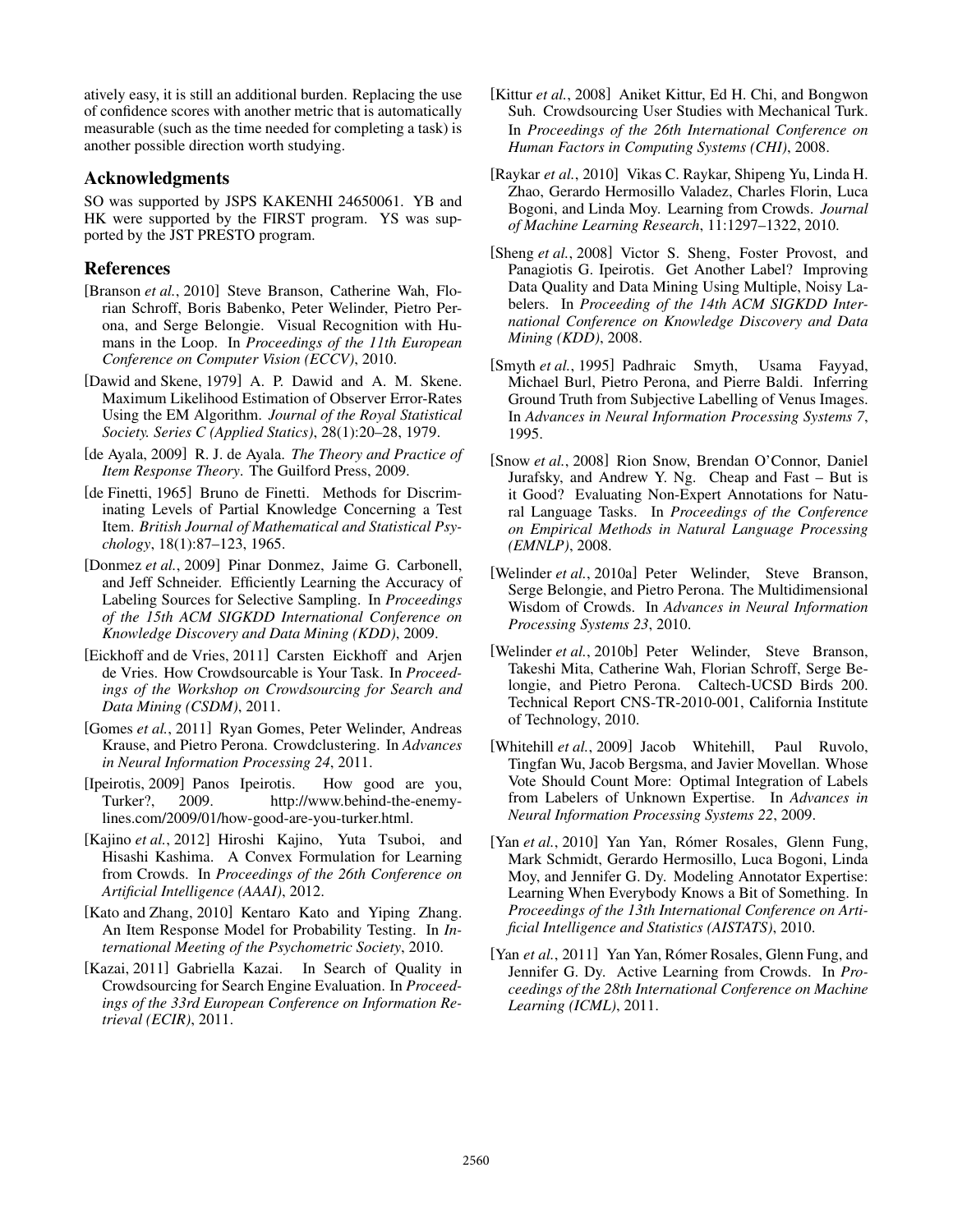atively easy, it is still an additional burden. Replacing the use of confidence scores with another metric that is automatically measurable (such as the time needed for completing a task) is another possible direction worth studying.

## Acknowledgments

SO was supported by JSPS KAKENHI 24650061. YB and HK were supported by the FIRST program. YS was supported by the JST PRESTO program.

## References

[Branson *et al.*, 2010] Steve Branson, Catherine Wah, Florian Schroff, Boris Babenko, Peter Welinder, Pietro Perona, and Serge Belongie. Visual Recognition with Humans in the Loop. In *Proceedings of the 11th European Conference on Computer Vision (ECCV)*, 2010.

[Dawid and Skene, 1979] A. P. Dawid and A. M. Skene. Maximum Likelihood Estimation of Observer Error-Rates Using the EM Algorithm. *Journal of the Royal Statistical Society. Series C (Applied Statics)*, 28(1):20–28, 1979.

[de Ayala, 2009] R. J. de Ayala. *The Theory and Practice of Item Response Theory*. The Guilford Press, 2009.

[de Finetti, 1965] Bruno de Finetti. Methods for Discriminating Levels of Partial Knowledge Concerning a Test Item. *British Journal of Mathematical and Statistical Psychology*, 18(1):87–123, 1965.

[Donmez *et al.*, 2009] Pinar Donmez, Jaime G. Carbonell, and Jeff Schneider. Efficiently Learning the Accuracy of Labeling Sources for Selective Sampling. In *Proceedings of the 15th ACM SIGKDD International Conference on Knowledge Discovery and Data Mining (KDD)*, 2009.

[Eickhoff and de Vries, 2011] Carsten Eickhoff and Arjen de Vries. How Crowdsourcable is Your Task. In *Proceedings of the Workshop on Crowdsourcing for Search and Data Mining (CSDM)*, 2011.

[Gomes *et al.*, 2011] Ryan Gomes, Peter Welinder, Andreas Krause, and Pietro Perona. Crowdclustering. In *Advances in Neural Information Processing 24*, 2011.

[Ipeirotis, 2009] Panos Ipeirotis. How good are you, Turker?, 2009. http://www.behind-the-enemy-lines.com/2009/01/how-good-are-you-turker.html.

[Kajino *et al.*, 2012] Hiroshi Kajino, Yuta Tsuboi, and Hisashi Kashima. A Convex Formulation for Learning from Crowds. In *Proceedings of the 26th Conference on Artificial Intelligence (AAAI)*, 2012.

[Kato and Zhang, 2010] Kentaro Kato and Yiping Zhang. An Item Response Model for Probability Testing. In *International Meeting of the Psychometric Society*, 2010.

[Kazai, 2011] Gabriella Kazai. In Search of Quality in Crowdsourcing for Search Engine Evaluation. In *Proceedings of the 33rd European Conference on Information Retrieval (ECIR)*, 2011.

[Kittur *et al.*, 2008] Aniket Kittur, Ed H. Chi, and Bongwon Suh. Crowdsourcing User Studies with Mechanical Turk. In *Proceedings of the 26th International Conference on Human Factors in Computing Systems (CHI)*, 2008.

[Raykar *et al.*, 2010] Vikas C. Raykar, Shipeng Yu, Linda H. Zhao, Gerardo Hermosillo Valadez, Charles Florin, Luca Bogoni, and Linda Moy. Learning from Crowds. *Journal of Machine Learning Research*, 11:1297–1322, 2010.

[Sheng *et al.*, 2008] Victor S. Sheng, Foster Provost, and Panagiotis G. Ipeirotis. Get Another Label? Improving Data Quality and Data Mining Using Multiple, Noisy Labelers. In *Proceeding of the 14th ACM SIGKDD International Conference on Knowledge Discovery and Data Mining (KDD)*, 2008.

[Smyth *et al.*, 1995] Padhraic Smyth, Usama Fayyad, Michael Burl, Pietro Perona, and Pierre Baldi. Inferring Ground Truth from Subjective Labelling of Venus Images. In *Advances in Neural Information Processing Systems 7*, 1995.

[Snow *et al.*, 2008] Rion Snow, Brendan O'Connor, Daniel Jurafsky, and Andrew Y. Ng. Cheap and Fast – But is it Good? Evaluating Non-Expert Annotations for Natural Language Tasks. In *Proceedings of the Conference on Empirical Methods in Natural Language Processing (EMNLP)*, 2008.

[Welinder *et al.*, 2010a] Peter Welinder, Steve Branson, Serge Belongie, and Pietro Perona. The Multidimensional Wisdom of Crowds. In *Advances in Neural Information Processing Systems 23*, 2010.

[Welinder *et al.*, 2010b] Peter Welinder, Steve Branson, Takeshi Mita, Catherine Wah, Florian Schroff, Serge Belongie, and Pietro Perona. Caltech-UCSD Birds 200. Technical Report CNS-TR-2010-001, California Institute of Technology, 2010.

[Whitehill *et al.*, 2009] Jacob Whitehill, Paul Ruvolo, Tingfan Wu, Jacob Bergsma, and Javier Movellan. Whose Vote Should Count More: Optimal Integration of Labels from Labelers of Unknown Expertise. In *Advances in Neural Information Processing Systems 22*, 2009.

[Yan *et al.*, 2010] Yan Yan, Rómer Rosales, Glenn Fung, Mark Schmidt, Gerardo Hermosillo, Luca Bogoni, Linda Moy, and Jennifer G. Dy. Modeling Annotator Expertise: Learning When Everybody Knows a Bit of Something. In *Proceedings of the 13th International Conference on Artificial Intelligence and Statistics (AISTATS)*, 2010.

[Yan *et al.*, 2011] Yan Yan, Rómer Rosales, Glenn Fung, and Jennifer G. Dy. Active Learning from Crowds. In *Proceedings of the 28th International Conference on Machine Learning (ICML)*, 2011.